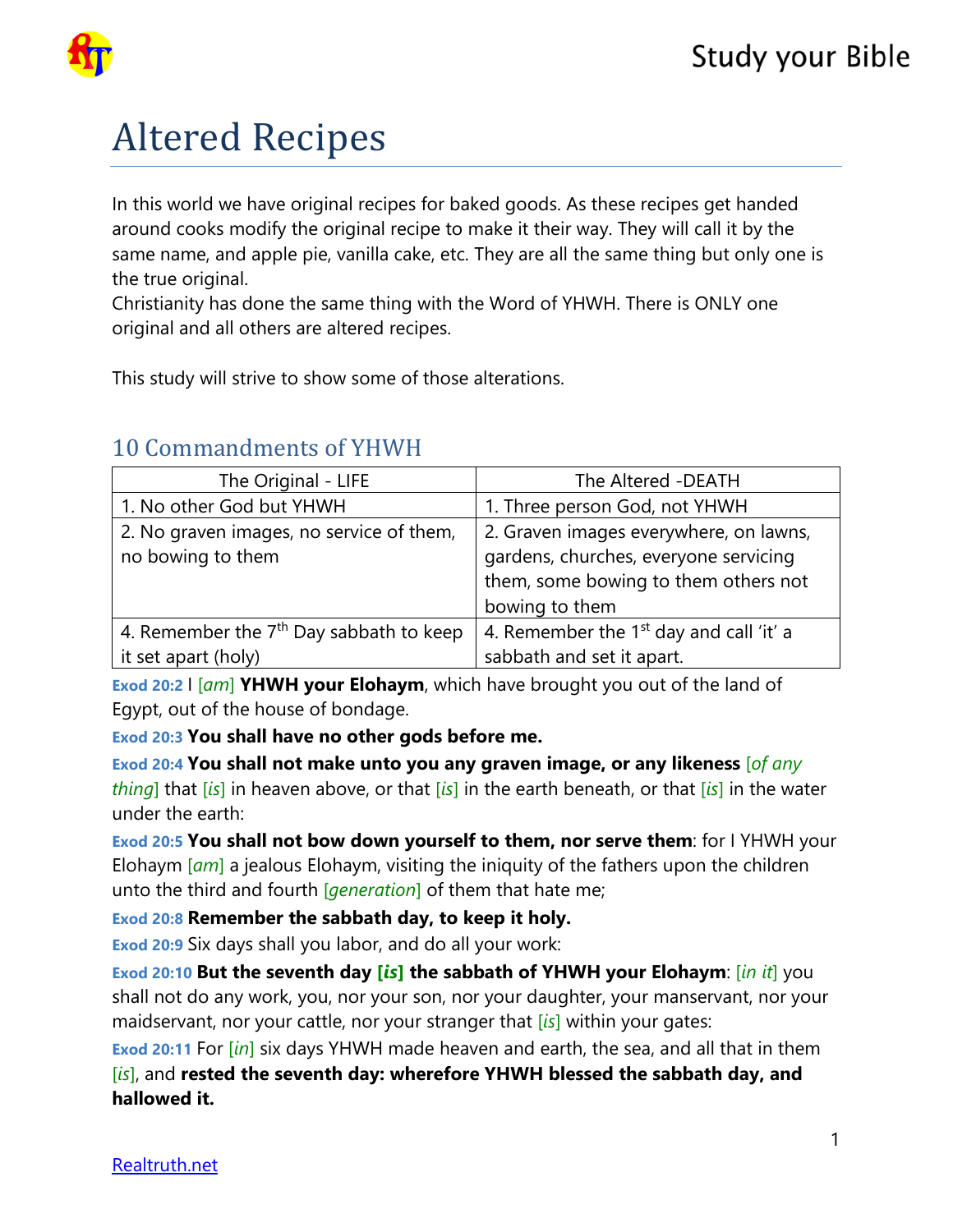# Altered Recipes

In this world we have original recipes for baked goods. As these recipes get handed around cooks modify the original recipe to make it their way. They will call it by the same name, and apple pie, vanilla cake, etc. They are all the same thing but only one is the true original.
Christianity has done the same thing with the Word of YHWH. There is ONLY one original and all others are altered recipes.

This study will strive to show some of those alterations.

## 10 Commandments of YHWH

| The Original - LIFE | The Altered -DEATH |
|---|---|
| 1. No other God but YHWH | 1. Three person God, not YHWH |
| 2. No graven images, no service of them, no bowing to them | 2. Graven images everywhere, on lawns, gardens, churches, everyone servicing them, some bowing to them others not bowing to them |
| 4. Remember the 7th Day sabbath to keep it set apart (holy) | 4. Remember the 1st day and call 'it' a sabbath and set it apart. |

**Exod 20:2** I [*am*] **YHWH your Elohaym**, which have brought you out of the land of Egypt, out of the house of bondage.

**Exod 20:3** **You shall have no other gods before me.**

**Exod 20:4** **You shall not make unto you any graven image, or any likeness** [*of any thing*] that [*is*] in heaven above, or that [*is*] in the earth beneath, or that [*is*] in the water under the earth:

**Exod 20:5** **You shall not bow down yourself to them, nor serve them**: for I YHWH your Elohaym [*am*] a jealous Elohaym, visiting the iniquity of the fathers upon the children unto the third and fourth [*generation*] of them that hate me;

**Exod 20:8** **Remember the sabbath day, to keep it holy.**

**Exod 20:9** Six days shall you labor, and do all your work:

**Exod 20:10** **But the seventh day [*is*] the sabbath of YHWH your Elohaym**: [*in it*] you shall not do any work, you, nor your son, nor your daughter, your manservant, nor your maidservant, nor your cattle, nor your stranger that [*is*] within your gates:

**Exod 20:11** For [*in*] six days YHWH made heaven and earth, the sea, and all that in them [*is*], and **rested the seventh day: wherefore YHWH blessed the sabbath day, and hallowed it.**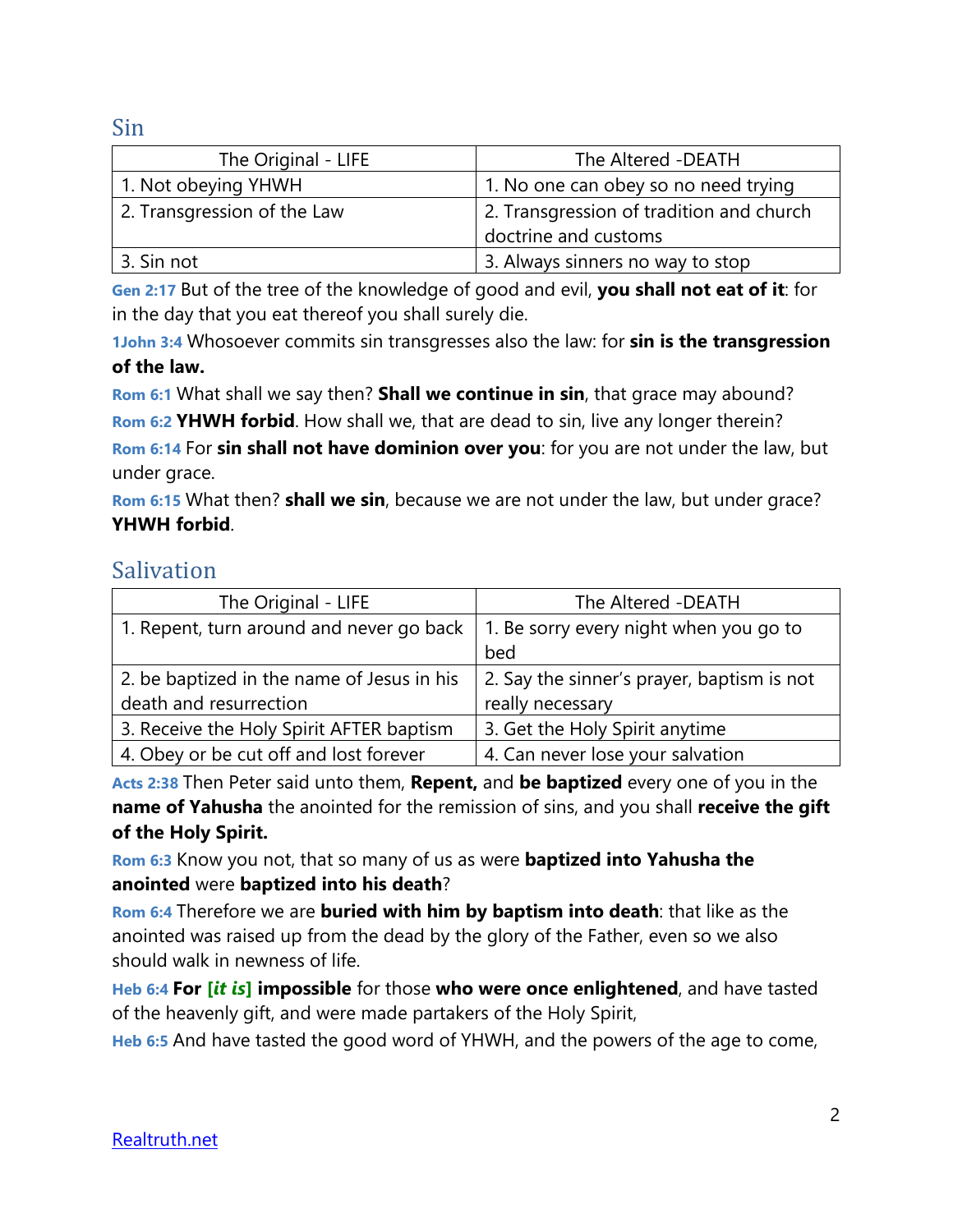## Sin

| The Original - LIFE | The Altered -DEATH |
|---|---|
| 1. Not obeying YHWH | 1. No one can obey so no need trying |
| 2. Transgression of the Law | 2. Transgression of tradition and church doctrine and customs |
| 3. Sin not | 3. Always sinners no way to stop |

**Gen 2:17** But of the tree of the knowledge of good and evil, **you shall not eat of it**: for in the day that you eat thereof you shall surely die.

**1John 3:4** Whosoever commits sin transgresses also the law: for **sin is the transgression of the law.**

**Rom 6:1** What shall we say then? **Shall we continue in sin**, that grace may abound?

**Rom 6:2** **YHWH forbid**. How shall we, that are dead to sin, live any longer therein?

**Rom 6:14** For **sin shall not have dominion over you**: for you are not under the law, but under grace.

**Rom 6:15** What then? **shall we sin**, because we are not under the law, but under grace? **YHWH forbid**.

## Salivation

| The Original - LIFE | The Altered -DEATH |
|---|---|
| 1. Repent, turn around and never go back | 1. Be sorry every night when you go to bed |
| 2. be baptized in the name of Jesus in his death and resurrection | 2. Say the sinner's prayer, baptism is not really necessary |
| 3. Receive the Holy Spirit AFTER baptism | 3. Get the Holy Spirit anytime |
| 4. Obey or be cut off and lost forever | 4. Can never lose your salvation |

**Acts 2:38** Then Peter said unto them, **Repent,** and **be baptized** every one of you in the **name of Yahusha** the anointed for the remission of sins, and you shall **receive the gift of the Holy Spirit.**

**Rom 6:3** Know you not, that so many of us as were **baptized into Yahusha the anointed** were **baptized into his death**?

**Rom 6:4** Therefore we are **buried with him by baptism into death**: that like as the anointed was raised up from the dead by the glory of the Father, even so we also should walk in newness of life.

**Heb 6:4** **For** ***[it is]*** **impossible** for those **who were once enlightened**, and have tasted of the heavenly gift, and were made partakers of the Holy Spirit,

**Heb 6:5** And have tasted the good word of YHWH, and the powers of the age to come,

Realtruth.net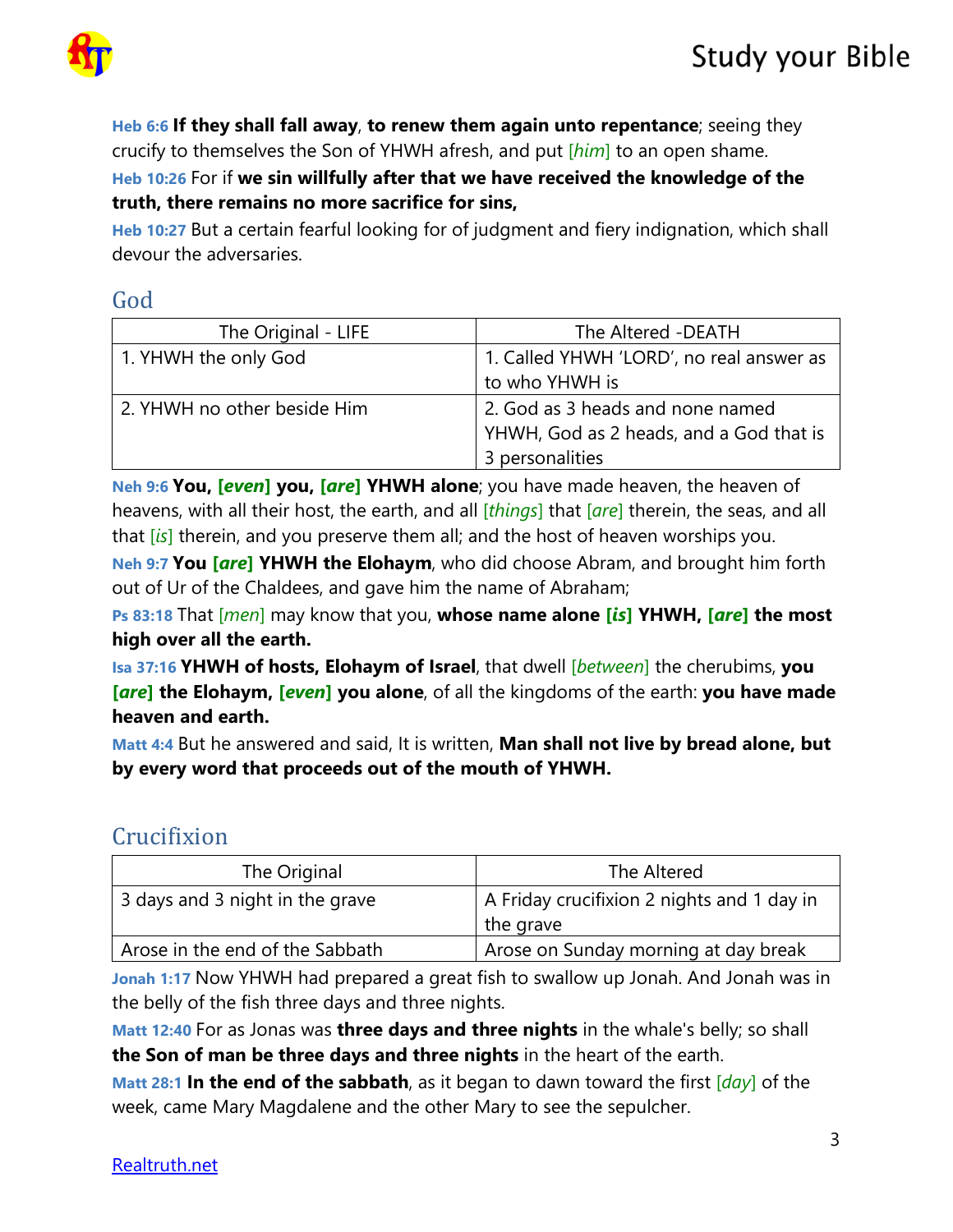**Heb 6:6** **If they shall fall away**, **to renew them again unto repentance**; seeing they crucify to themselves the Son of YHWH afresh, and put [*him*] to an open shame.

**Heb 10:26** For if **we sin willfully after that we have received the knowledge of the truth, there remains no more sacrifice for sins,**

**Heb 10:27** But a certain fearful looking for of judgment and fiery indignation, which shall devour the adversaries.

## God

| The Original - LIFE | The Altered -DEATH |
|---|---|
| 1. YHWH the only God | 1. Called YHWH 'LORD', no real answer as to who YHWH is |
| 2. YHWH no other beside Him | 2. God as 3 heads and none named YHWH, God as 2 heads, and a God that is 3 personalities |

**Neh 9:6** **You, [*even*] you, [*are*] YHWH alone**; you have made heaven, the heaven of heavens, with all their host, the earth, and all [*things*] that [*are*] therein, the seas, and all that [*is*] therein, and you preserve them all; and the host of heaven worships you.

**Neh 9:7** **You [*are*] YHWH the Elohaym**, who did choose Abram, and brought him forth out of Ur of the Chaldees, and gave him the name of Abraham;

**Ps 83:18** That [*men*] may know that you, **whose name alone [*is*] YHWH, [*are*] the most high over all the earth.**

**Isa 37:16** **YHWH of hosts, Elohaym of Israel**, that dwell [*between*] the cherubims, **you [*are*] the Elohaym, [*even*] you alone**, of all the kingdoms of the earth: **you have made heaven and earth.**

**Matt 4:4** But he answered and said, It is written, **Man shall not live by bread alone, but by every word that proceeds out of the mouth of YHWH.**

## Crucifixion

| The Original | The Altered |
|---|---|
| 3 days and 3 night in the grave | A Friday crucifixion 2 nights and 1 day in the grave |
| Arose in the end of the Sabbath | Arose on Sunday morning at day break |

**Jonah 1:17** Now YHWH had prepared a great fish to swallow up Jonah. And Jonah was in the belly of the fish three days and three nights.

**Matt 12:40** For as Jonas was **three days and three nights** in the whale's belly; so shall **the Son of man be three days and three nights** in the heart of the earth.

**Matt 28:1** **In the end of the sabbath**, as it began to dawn toward the first [*day*] of the week, came Mary Magdalene and the other Mary to see the sepulcher.